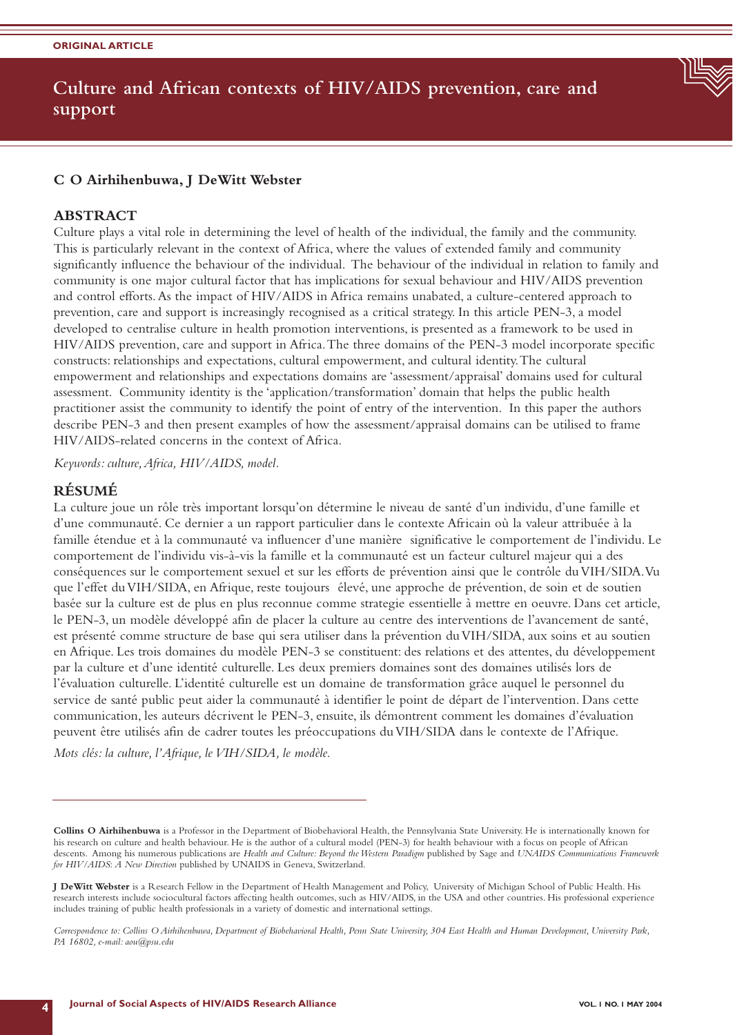ORIGINAL ARTICLE

# Culture and African contexts of HIV/AIDS prevention, care and support

**C O Airhihenbuwa, J DeWitt Webster**

## ABSTRACT

Culture plays a vital role in determining the level of health of the individual, the family and the community. This is particularly relevant in the context of Africa, where the values of extended family and community significantly influence the behaviour of the individual. The behaviour of the individual in relation to family and community is one major cultural factor that has implications for sexual behaviour and HIV/AIDS prevention and control efforts. As the impact of HIV/AIDS in Africa remains unabated, a culture-centered approach to prevention, care and support is increasingly recognised as a critical strategy. In this article PEN-3, a model developed to centralise culture in health promotion interventions, is presented as a framework to be used in HIV/AIDS prevention, care and support in Africa. The three domains of the PEN-3 model incorporate specific constructs: relationships and expectations, cultural empowerment, and cultural identity. The cultural empowerment and relationships and expectations domains are 'assessment/appraisal' domains used for cultural assessment. Community identity is the 'application/transformation' domain that helps the public health practitioner assist the community to identify the point of entry of the intervention. In this paper the authors describe PEN-3 and then present examples of how the assessment/appraisal domains can be utilised to frame HIV/AIDS-related concerns in the context of Africa.

*Keywords: culture, Africa, HIV/AIDS, model.*

## RÉSUMÉ

La culture joue un rôle très important lorsqu'on détermine le niveau de santé d'un individu, d'une famille et d'une communauté. Ce dernier a un rapport particulier dans le contexte Africain où la valeur attribuée à la famille étendue et à la communauté va influencer d'une manière significative le comportement de l'individu. Le comportement de l'individu vis-à-vis la famille et la communauté est un facteur culturel majeur qui a des conséquences sur le comportement sexuel et sur les efforts de prévention ainsi que le contrôle du VIH/SIDA. Vu que l'effet du VIH/SIDA, en Afrique, reste toujours élevé, une approche de prévention, de soin et de soutien basée sur la culture est de plus en plus reconnue comme strategie essentielle à mettre en oeuvre. Dans cet article, le PEN-3, un modèle développé afin de placer la culture au centre des interventions de l'avancement de santé, est présenté comme structure de base qui sera utiliser dans la prévention du VIH/SIDA, aux soins et au soutien en Afrique. Les trois domaines du modèle PEN-3 se constituent: des relations et des attentes, du développement par la culture et d'une identité culturelle. Les deux premiers domaines sont des domaines utilisés lors de l'évaluation culturelle. L'identité culturelle est un domaine de transformation grâce auquel le personnel du service de santé public peut aider la communauté à identifier le point de départ de l'intervention. Dans cette communication, les auteurs décrivent le PEN-3, ensuite, ils démontrent comment les domaines d'évaluation peuvent être utilisés afin de cadrer toutes les préoccupations du VIH/SIDA dans le contexte de l'Afrique.

*Mots clés: la culture, l'Afrique, le VIH/SIDA, le modèle.*

---

**Collins O Airhihenbuwa** is a Professor in the Department of Biobehavioral Health, the Pennsylvania State University. He is internationally known for his research on culture and health behaviour. He is the author of a cultural model (PEN-3) for health behaviour with a focus on people of African descents. Among his numerous publications are *Health and Culture: Beyond the Western Paradigm* published by Sage and *UNAIDS Communications Framework for HIV/AIDS: A New Direction* published by UNAIDS in Geneva, Switzerland.

**J DeWitt Webster** is a Research Fellow in the Department of Health Management and Policy, University of Michigan School of Public Health. His research interests include sociocultural factors affecting health outcomes, such as HIV/AIDS, in the USA and other countries. His professional experience includes training of public health professionals in a variety of domestic and international settings.

*Correspondence to: Collins O Airhihenbuwa, Department of Biobehavioral Health, Penn State University, 304 East Health and Human Development, University Park, PA 16802, e-mail: aou@psu.edu*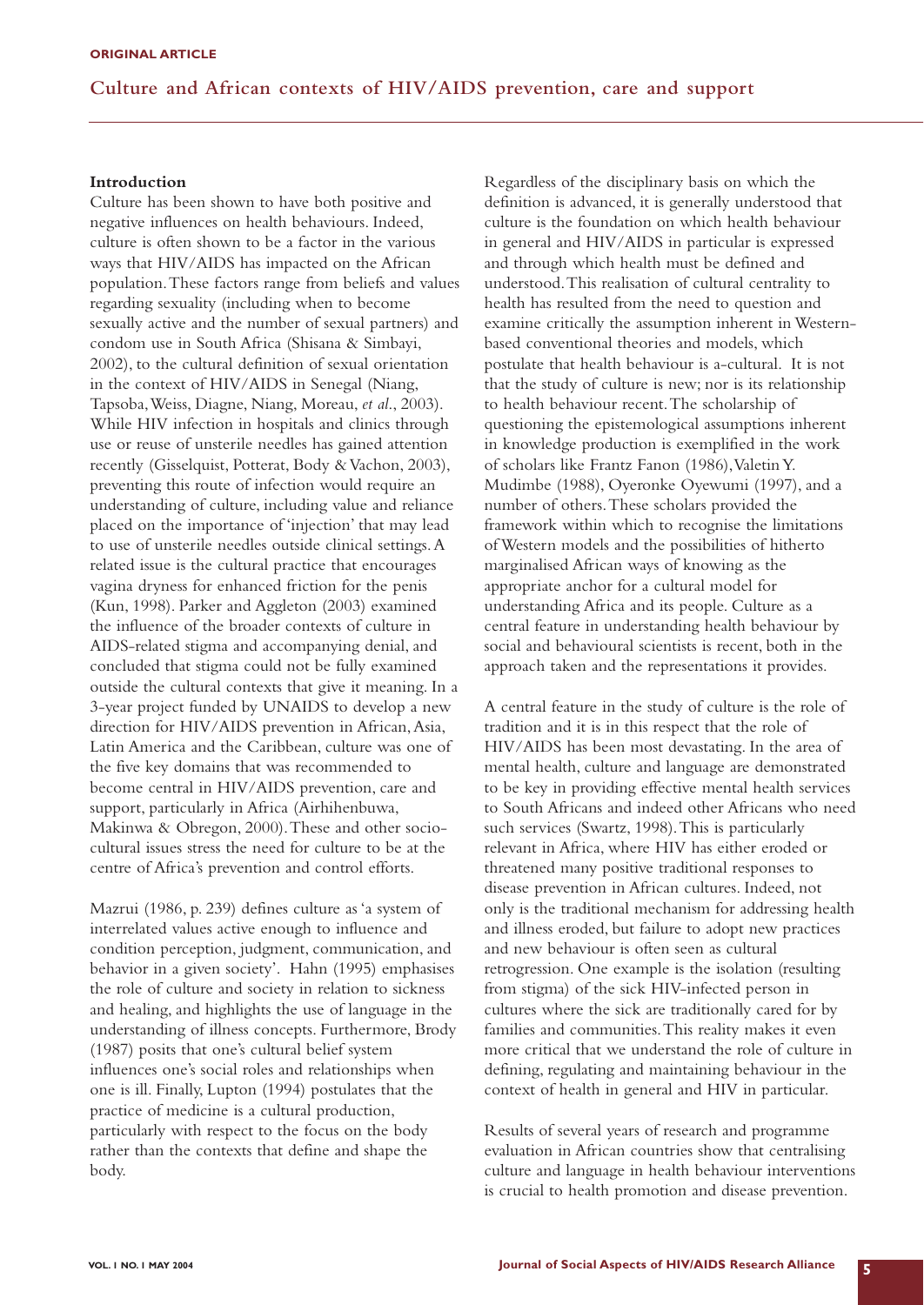## Introduction

Culture has been shown to have both positive and negative influences on health behaviours. Indeed, culture is often shown to be a factor in the various ways that HIV/AIDS has impacted on the African population. These factors range from beliefs and values regarding sexuality (including when to become sexually active and the number of sexual partners) and condom use in South Africa (Shisana & Simbayi, 2002), to the cultural definition of sexual orientation in the context of HIV/AIDS in Senegal (Niang, Tapsoba, Weiss, Diagne, Niang, Moreau, *et al*., 2003). While HIV infection in hospitals and clinics through use or reuse of unsterile needles has gained attention recently (Gisselquist, Potterat, Body & Vachon, 2003), preventing this route of infection would require an understanding of culture, including value and reliance placed on the importance of 'injection' that may lead to use of unsterile needles outside clinical settings. A related issue is the cultural practice that encourages vagina dryness for enhanced friction for the penis (Kun, 1998). Parker and Aggleton (2003) examined the influence of the broader contexts of culture in AIDS-related stigma and accompanying denial, and concluded that stigma could not be fully examined outside the cultural contexts that give it meaning. In a 3-year project funded by UNAIDS to develop a new direction for HIV/AIDS prevention in African, Asia, Latin America and the Caribbean, culture was one of the five key domains that was recommended to become central in HIV/AIDS prevention, care and support, particularly in Africa (Airhihenbuwa, Makinwa & Obregon, 2000). These and other socio-cultural issues stress the need for culture to be at the centre of Africa's prevention and control efforts.

Mazrui (1986, p. 239) defines culture as 'a system of interrelated values active enough to influence and condition perception, judgment, communication, and behavior in a given society'. Hahn (1995) emphasises the role of culture and society in relation to sickness and healing, and highlights the use of language in the understanding of illness concepts. Furthermore, Brody (1987) posits that one's cultural belief system influences one's social roles and relationships when one is ill. Finally, Lupton (1994) postulates that the practice of medicine is a cultural production, particularly with respect to the focus on the body rather than the contexts that define and shape the body.

Regardless of the disciplinary basis on which the definition is advanced, it is generally understood that culture is the foundation on which health behaviour in general and HIV/AIDS in particular is expressed and through which health must be defined and understood. This realisation of cultural centrality to health has resulted from the need to question and examine critically the assumption inherent in Western-based conventional theories and models, which postulate that health behaviour is a-cultural. It is not that the study of culture is new; nor is its relationship to health behaviour recent. The scholarship of questioning the epistemological assumptions inherent in knowledge production is exemplified in the work of scholars like Frantz Fanon (1986), Valetin Y. Mudimbe (1988), Oyeronke Oyewumi (1997), and a number of others. These scholars provided the framework within which to recognise the limitations of Western models and the possibilities of hitherto marginalised African ways of knowing as the appropriate anchor for a cultural model for understanding Africa and its people. Culture as a central feature in understanding health behaviour by social and behavioural scientists is recent, both in the approach taken and the representations it provides.

A central feature in the study of culture is the role of tradition and it is in this respect that the role of HIV/AIDS has been most devastating. In the area of mental health, culture and language are demonstrated to be key in providing effective mental health services to South Africans and indeed other Africans who need such services (Swartz, 1998). This is particularly relevant in Africa, where HIV has either eroded or threatened many positive traditional responses to disease prevention in African cultures. Indeed, not only is the traditional mechanism for addressing health and illness eroded, but failure to adopt new practices and new behaviour is often seen as cultural retrogression. One example is the isolation (resulting from stigma) of the sick HIV-infected person in cultures where the sick are traditionally cared for by families and communities. This reality makes it even more critical that we understand the role of culture in defining, regulating and maintaining behaviour in the context of health in general and HIV in particular.

Results of several years of research and programme evaluation in African countries show that centralising culture and language in health behaviour interventions is crucial to health promotion and disease prevention.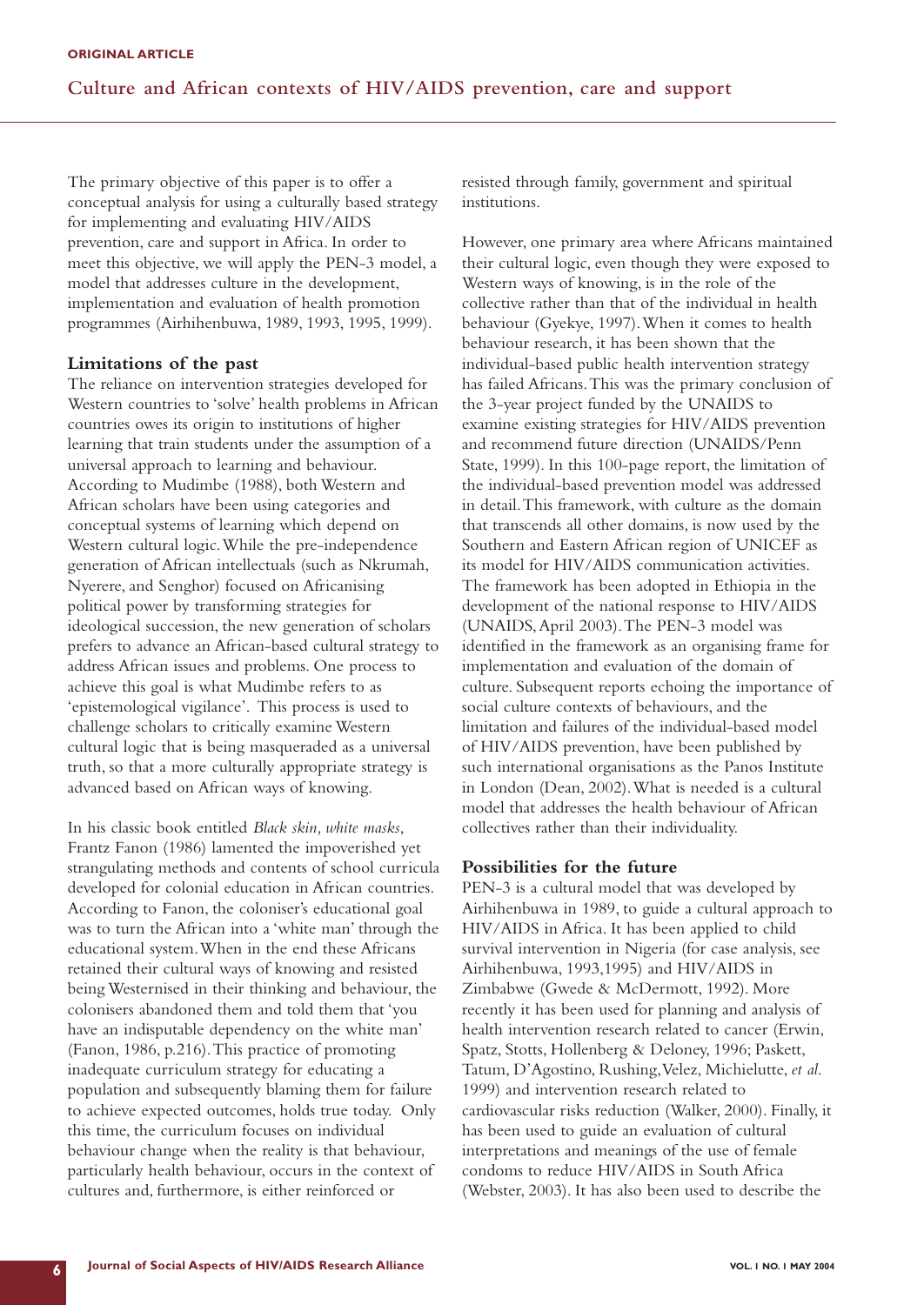The primary objective of this paper is to offer a conceptual analysis for using a culturally based strategy for implementing and evaluating HIV/AIDS prevention, care and support in Africa. In order to meet this objective, we will apply the PEN-3 model, a model that addresses culture in the development, implementation and evaluation of health promotion programmes (Airhihenbuwa, 1989, 1993, 1995, 1999).

## Limitations of the past

The reliance on intervention strategies developed for Western countries to 'solve' health problems in African countries owes its origin to institutions of higher learning that train students under the assumption of a universal approach to learning and behaviour. According to Mudimbe (1988), both Western and African scholars have been using categories and conceptual systems of learning which depend on Western cultural logic. While the pre-independence generation of African intellectuals (such as Nkrumah, Nyerere, and Senghor) focused on Africanising political power by transforming strategies for ideological succession, the new generation of scholars prefers to advance an African-based cultural strategy to address African issues and problems. One process to achieve this goal is what Mudimbe refers to as 'epistemological vigilance'. This process is used to challenge scholars to critically examine Western cultural logic that is being masqueraded as a universal truth, so that a more culturally appropriate strategy is advanced based on African ways of knowing.

In his classic book entitled *Black skin, white masks*, Frantz Fanon (1986) lamented the impoverished yet strangulating methods and contents of school curricula developed for colonial education in African countries. According to Fanon, the coloniser's educational goal was to turn the African into a 'white man' through the educational system. When in the end these Africans retained their cultural ways of knowing and resisted being Westernised in their thinking and behaviour, the colonisers abandoned them and told them that 'you have an indisputable dependency on the white man' (Fanon, 1986, p.216). This practice of promoting inadequate curriculum strategy for educating a population and subsequently blaming them for failure to achieve expected outcomes, holds true today. Only this time, the curriculum focuses on individual behaviour change when the reality is that behaviour, particularly health behaviour, occurs in the context of cultures and, furthermore, is either reinforced or resisted through family, government and spiritual institutions.

However, one primary area where Africans maintained their cultural logic, even though they were exposed to Western ways of knowing, is in the role of the collective rather than that of the individual in health behaviour (Gyekye, 1997). When it comes to health behaviour research, it has been shown that the individual-based public health intervention strategy has failed Africans. This was the primary conclusion of the 3-year project funded by the UNAIDS to examine existing strategies for HIV/AIDS prevention and recommend future direction (UNAIDS/Penn State, 1999). In this 100-page report, the limitation of the individual-based prevention model was addressed in detail. This framework, with culture as the domain that transcends all other domains, is now used by the Southern and Eastern African region of UNICEF as its model for HIV/AIDS communication activities. The framework has been adopted in Ethiopia in the development of the national response to HIV/AIDS (UNAIDS, April 2003). The PEN-3 model was identified in the framework as an organising frame for implementation and evaluation of the domain of culture. Subsequent reports echoing the importance of social culture contexts of behaviours, and the limitation and failures of the individual-based model of HIV/AIDS prevention, have been published by such international organisations as the Panos Institute in London (Dean, 2002). What is needed is a cultural model that addresses the health behaviour of African collectives rather than their individuality.

## Possibilities for the future

PEN-3 is a cultural model that was developed by Airhihenbuwa in 1989, to guide a cultural approach to HIV/AIDS in Africa. It has been applied to child survival intervention in Nigeria (for case analysis, see Airhihenbuwa, 1993,1995) and HIV/AIDS in Zimbabwe (Gwede & McDermott, 1992). More recently it has been used for planning and analysis of health intervention research related to cancer (Erwin, Spatz, Stotts, Hollenberg & Deloney, 1996; Paskett, Tatum, D'Agostino, Rushing, Velez, Michielutte, *et al.* 1999) and intervention research related to cardiovascular risks reduction (Walker, 2000). Finally, it has been used to guide an evaluation of cultural interpretations and meanings of the use of female condoms to reduce HIV/AIDS in South Africa (Webster, 2003). It has also been used to describe the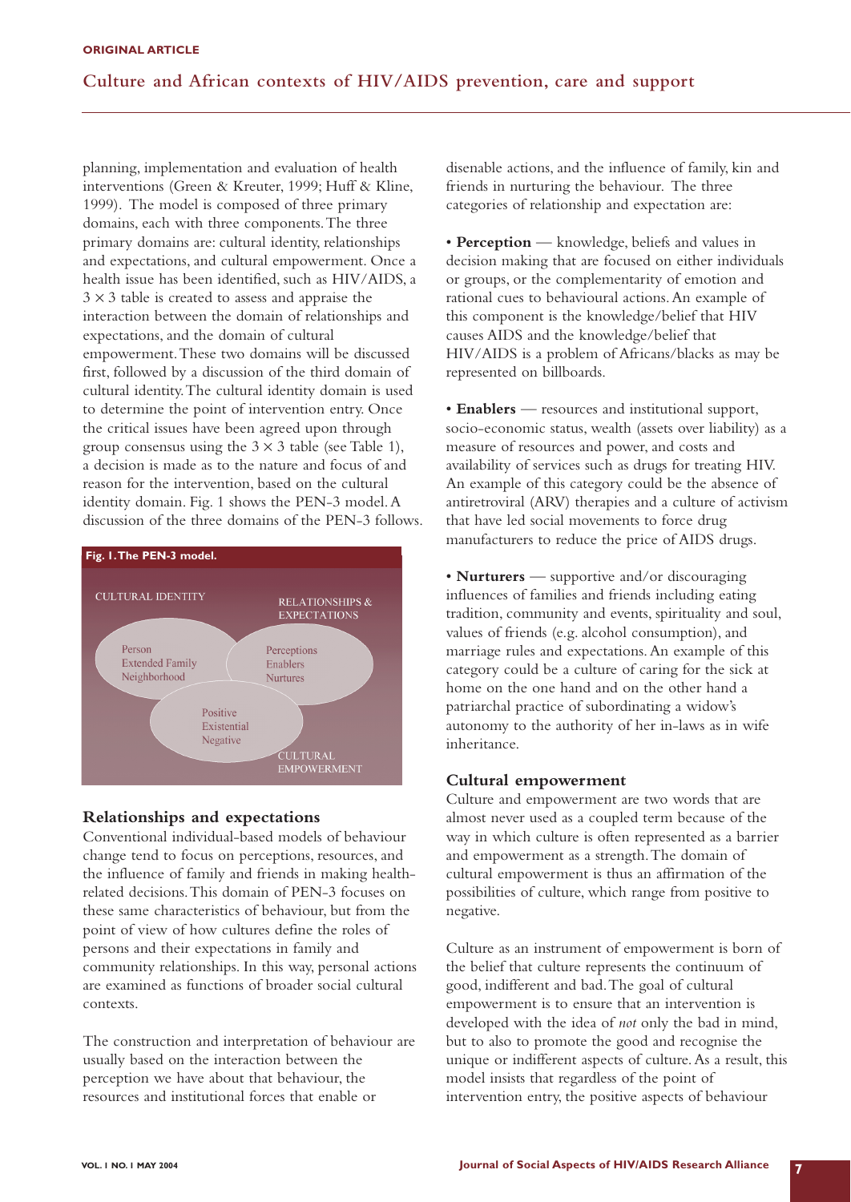planning, implementation and evaluation of health interventions (Green & Kreuter, 1999; Huff & Kline, 1999). The model is composed of three primary domains, each with three components. The three primary domains are: cultural identity, relationships and expectations, and cultural empowerment. Once a health issue has been identified, such as HIV/AIDS, a $3 \times 3$ table is created to assess and appraise the interaction between the domain of relationships and expectations, and the domain of cultural empowerment. These two domains will be discussed first, followed by a discussion of the third domain of cultural identity. The cultural identity domain is used to determine the point of intervention entry. Once the critical issues have been agreed upon through group consensus using the $3 \times 3$ table (see Table 1), a decision is made as to the nature and focus of and reason for the intervention, based on the cultural identity domain. Fig. 1 shows the PEN-3 model. A discussion of the three domains of the PEN-3 follows.

**Fig. 1. The PEN-3 model.**

CULTURAL IDENTITY

Person
Extended Family
Neighborhood

RELATIONSHIPS & EXPECTATIONS

Perceptions
Enablers
Nurtures

Positive
Existential
Negative

CULTURAL EMPOWERMENT

## Relationships and expectations

Conventional individual-based models of behaviour change tend to focus on perceptions, resources, and the influence of family and friends in making health-related decisions. This domain of PEN-3 focuses on these same characteristics of behaviour, but from the point of view of how cultures define the roles of persons and their expectations in family and community relationships. In this way, personal actions are examined as functions of broader social cultural contexts.

The construction and interpretation of behaviour are usually based on the interaction between the perception we have about that behaviour, the resources and institutional forces that enable or disenable actions, and the influence of family, kin and friends in nurturing the behaviour. The three categories of relationship and expectation are:

- **Perception** — knowledge, beliefs and values in decision making that are focused on either individuals or groups, or the complementarity of emotion and rational cues to behavioural actions. An example of this component is the knowledge/belief that HIV causes AIDS and the knowledge/belief that HIV/AIDS is a problem of Africans/blacks as may be represented on billboards.

- **Enablers** — resources and institutional support, socio-economic status, wealth (assets over liability) as a measure of resources and power, and costs and availability of services such as drugs for treating HIV. An example of this category could be the absence of antiretroviral (ARV) therapies and a culture of activism that have led social movements to force drug manufacturers to reduce the price of AIDS drugs.

- **Nurturers** — supportive and/or discouraging influences of families and friends including eating tradition, community and events, spirituality and soul, values of friends (e.g. alcohol consumption), and marriage rules and expectations. An example of this category could be a culture of caring for the sick at home on the one hand and on the other hand a patriarchal practice of subordinating a widow's autonomy to the authority of her in-laws as in wife inheritance.

## Cultural empowerment

Culture and empowerment are two words that are almost never used as a coupled term because of the way in which culture is often represented as a barrier and empowerment as a strength. The domain of cultural empowerment is thus an affirmation of the possibilities of culture, which range from positive to negative.

Culture as an instrument of empowerment is born of the belief that culture represents the continuum of good, indifferent and bad. The goal of cultural empowerment is to ensure that an intervention is developed with the idea of *not* only the bad in mind, but to also to promote the good and recognise the unique or indifferent aspects of culture. As a result, this model insists that regardless of the point of intervention entry, the positive aspects of behaviour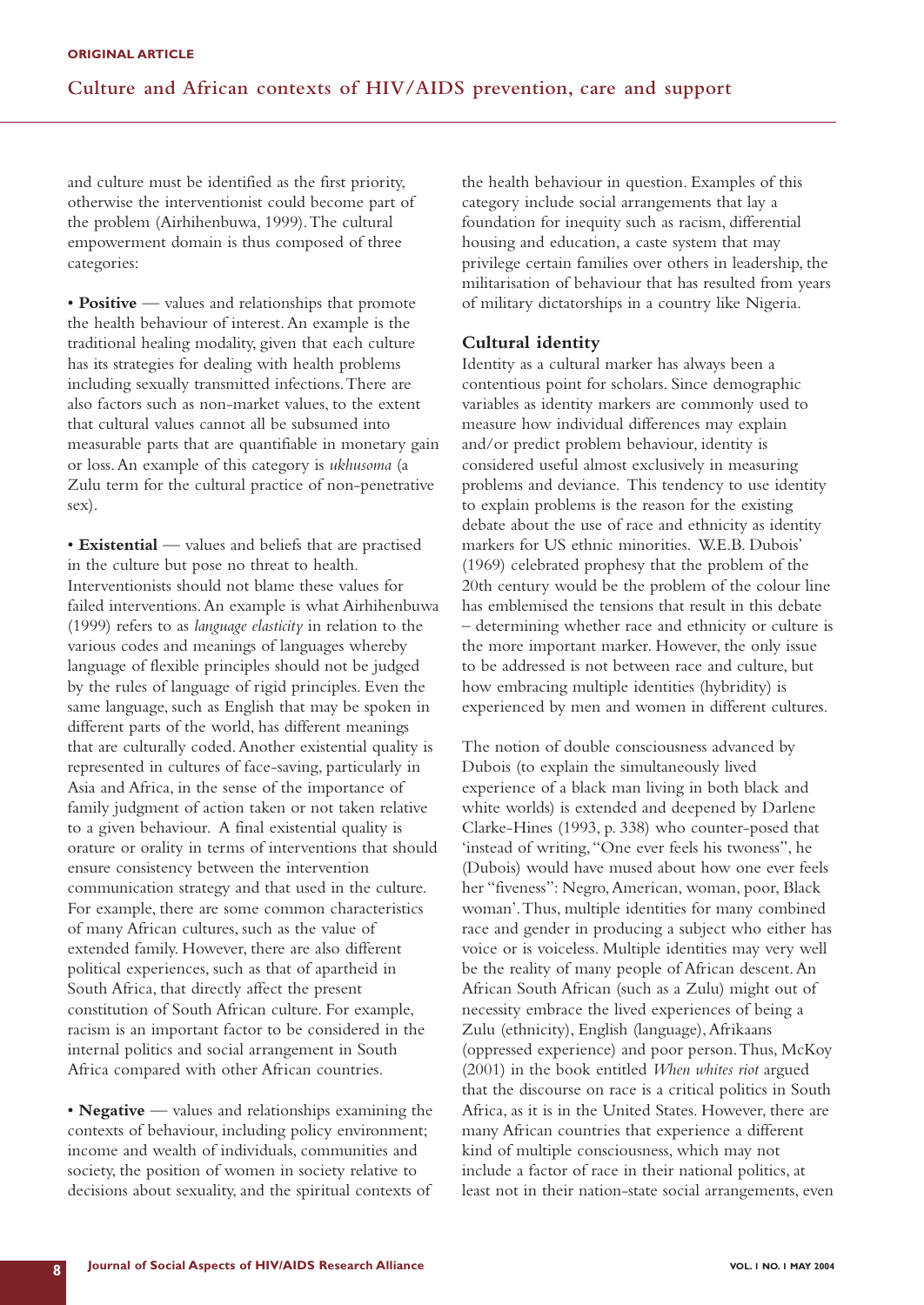and culture must be identified as the first priority, otherwise the interventionist could become part of the problem (Airhihenbuwa, 1999). The cultural empowerment domain is thus composed of three categories:

• **Positive** — values and relationships that promote the health behaviour of interest. An example is the traditional healing modality, given that each culture has its strategies for dealing with health problems including sexually transmitted infections. There are also factors such as non-market values, to the extent that cultural values cannot all be subsumed into measurable parts that are quantifiable in monetary gain or loss. An example of this category is *ukhusoma* (a Zulu term for the cultural practice of non-penetrative sex).

• **Existential** — values and beliefs that are practised in the culture but pose no threat to health. Interventionists should not blame these values for failed interventions. An example is what Airhihenbuwa (1999) refers to as *language elasticity* in relation to the various codes and meanings of languages whereby language of flexible principles should not be judged by the rules of language of rigid principles. Even the same language, such as English that may be spoken in different parts of the world, has different meanings that are culturally coded. Another existential quality is represented in cultures of face-saving, particularly in Asia and Africa, in the sense of the importance of family judgment of action taken or not taken relative to a given behaviour. A final existential quality is orature or orality in terms of interventions that should ensure consistency between the intervention communication strategy and that used in the culture. For example, there are some common characteristics of many African cultures, such as the value of extended family. However, there are also different political experiences, such as that of apartheid in South Africa, that directly affect the present constitution of South African culture. For example, racism is an important factor to be considered in the internal politics and social arrangement in South Africa compared with other African countries.

• **Negative** — values and relationships examining the contexts of behaviour, including policy environment; income and wealth of individuals, communities and society, the position of women in society relative to decisions about sexuality, and the spiritual contexts of the health behaviour in question. Examples of this category include social arrangements that lay a foundation for inequity such as racism, differential housing and education, a caste system that may privilege certain families over others in leadership, the militarisation of behaviour that has resulted from years of military dictatorships in a country like Nigeria.

## Cultural identity

Identity as a cultural marker has always been a contentious point for scholars. Since demographic variables as identity markers are commonly used to measure how individual differences may explain and/or predict problem behaviour, identity is considered useful almost exclusively in measuring problems and deviance. This tendency to use identity to explain problems is the reason for the existing debate about the use of race and ethnicity as identity markers for US ethnic minorities. W.E.B. Dubois' (1969) celebrated prophesy that the problem of the 20th century would be the problem of the colour line has emblemised the tensions that result in this debate – determining whether race and ethnicity or culture is the more important marker. However, the only issue to be addressed is not between race and culture, but how embracing multiple identities (hybridity) is experienced by men and women in different cultures.

The notion of double consciousness advanced by Dubois (to explain the simultaneously lived experience of a black man living in both black and white worlds) is extended and deepened by Darlene Clarke-Hines (1993, p. 338) who counter-posed that 'instead of writing, "One ever feels his twoness", he (Dubois) would have mused about how one ever feels her "fiveness": Negro, American, woman, poor, Black woman'. Thus, multiple identities for many combined race and gender in producing a subject who either has voice or is voiceless. Multiple identities may very well be the reality of many people of African descent. An African South African (such as a Zulu) might out of necessity embrace the lived experiences of being a Zulu (ethnicity), English (language), Afrikaans (oppressed experience) and poor person. Thus, McKoy (2001) in the book entitled *When whites riot* argued that the discourse on race is a critical politics in South Africa, as it is in the United States. However, there are many African countries that experience a different kind of multiple consciousness, which may not include a factor of race in their national politics, at least not in their nation-state social arrangements, even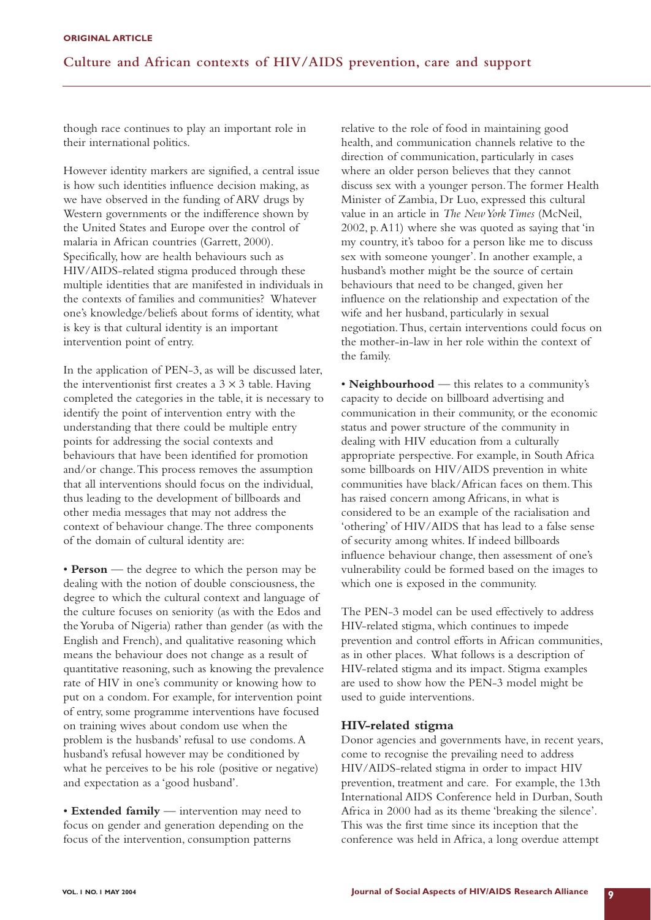though race continues to play an important role in their international politics.

However identity markers are signified, a central issue is how such identities influence decision making, as we have observed in the funding of ARV drugs by Western governments or the indifference shown by the United States and Europe over the control of malaria in African countries (Garrett, 2000). Specifically, how are health behaviours such as HIV/AIDS-related stigma produced through these multiple identities that are manifested in individuals in the contexts of families and communities? Whatever one's knowledge/beliefs about forms of identity, what is key is that cultural identity is an important intervention point of entry.

In the application of PEN-3, as will be discussed later, the interventionist first creates a $3 \times 3$ table. Having completed the categories in the table, it is necessary to identify the point of intervention entry with the understanding that there could be multiple entry points for addressing the social contexts and behaviours that have been identified for promotion and/or change. This process removes the assumption that all interventions should focus on the individual, thus leading to the development of billboards and other media messages that may not address the context of behaviour change. The three components of the domain of cultural identity are:

- **Person** — the degree to which the person may be dealing with the notion of double consciousness, the degree to which the cultural context and language of the culture focuses on seniority (as with the Edos and the Yoruba of Nigeria) rather than gender (as with the English and French), and qualitative reasoning which means the behaviour does not change as a result of quantitative reasoning, such as knowing the prevalence rate of HIV in one's community or knowing how to put on a condom. For example, for intervention point of entry, some programme interventions have focused on training wives about condom use when the problem is the husbands' refusal to use condoms. A husband's refusal however may be conditioned by what he perceives to be his role (positive or negative) and expectation as a 'good husband'.

- **Extended family** — intervention may need to focus on gender and generation depending on the focus of the intervention, consumption patterns relative to the role of food in maintaining good health, and communication channels relative to the direction of communication, particularly in cases where an older person believes that they cannot discuss sex with a younger person. The former Health Minister of Zambia, Dr Luo, expressed this cultural value in an article in *The New York Times* (McNeil, 2002, p. A11) where she was quoted as saying that 'in my country, it's taboo for a person like me to discuss sex with someone younger'. In another example, a husband's mother might be the source of certain behaviours that need to be changed, given her influence on the relationship and expectation of the wife and her husband, particularly in sexual negotiation. Thus, certain interventions could focus on the mother-in-law in her role within the context of the family.

- **Neighbourhood** — this relates to a community's capacity to decide on billboard advertising and communication in their community, or the economic status and power structure of the community in dealing with HIV education from a culturally appropriate perspective. For example, in South Africa some billboards on HIV/AIDS prevention in white communities have black/African faces on them. This has raised concern among Africans, in what is considered to be an example of the racialisation and 'othering' of HIV/AIDS that has lead to a false sense of security among whites. If indeed billboards influence behaviour change, then assessment of one's vulnerability could be formed based on the images to which one is exposed in the community.

The PEN-3 model can be used effectively to address HIV-related stigma, which continues to impede prevention and control efforts in African communities, as in other places. What follows is a description of HIV-related stigma and its impact. Stigma examples are used to show how the PEN-3 model might be used to guide interventions.

### HIV-related stigma

Donor agencies and governments have, in recent years, come to recognise the prevailing need to address HIV/AIDS-related stigma in order to impact HIV prevention, treatment and care. For example, the 13th International AIDS Conference held in Durban, South Africa in 2000 had as its theme 'breaking the silence'. This was the first time since its inception that the conference was held in Africa, a long overdue attempt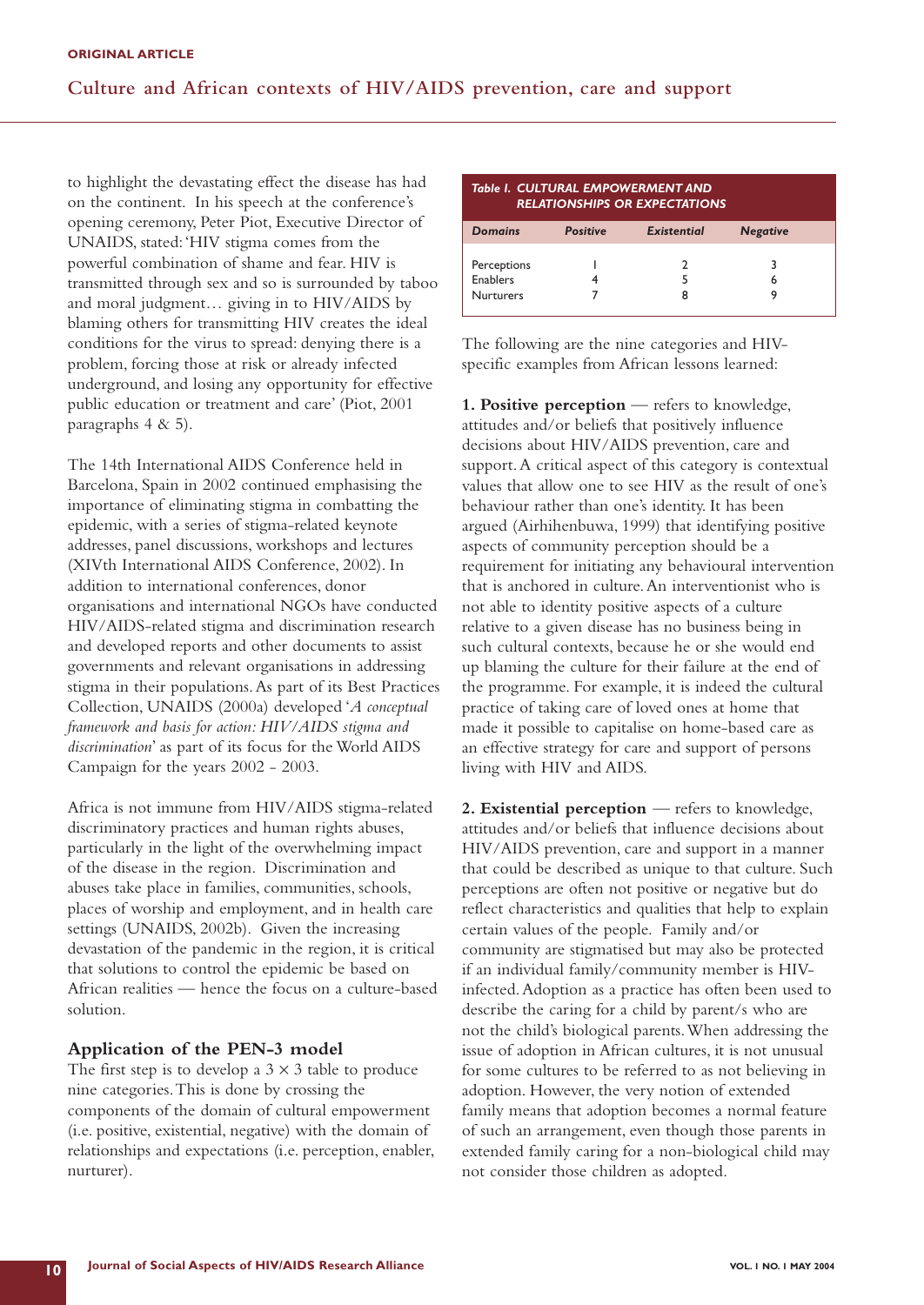to highlight the devastating effect the disease has had on the continent. In his speech at the conference's opening ceremony, Peter Piot, Executive Director of UNAIDS, stated: 'HIV stigma comes from the powerful combination of shame and fear. HIV is transmitted through sex and so is surrounded by taboo and moral judgment… giving in to HIV/AIDS by blaming others for transmitting HIV creates the ideal conditions for the virus to spread: denying there is a problem, forcing those at risk or already infected underground, and losing any opportunity for effective public education or treatment and care' (Piot, 2001 paragraphs 4 & 5).

The 14th International AIDS Conference held in Barcelona, Spain in 2002 continued emphasising the importance of eliminating stigma in combatting the epidemic, with a series of stigma-related keynote addresses, panel discussions, workshops and lectures (XIVth International AIDS Conference, 2002). In addition to international conferences, donor organisations and international NGOs have conducted HIV/AIDS-related stigma and discrimination research and developed reports and other documents to assist governments and relevant organisations in addressing stigma in their populations. As part of its Best Practices Collection, UNAIDS (2000a) developed '*A conceptual framework and basis for action: HIV/AIDS stigma and discrimination*' as part of its focus for the World AIDS Campaign for the years 2002 - 2003.

Africa is not immune from HIV/AIDS stigma-related discriminatory practices and human rights abuses, particularly in the light of the overwhelming impact of the disease in the region. Discrimination and abuses take place in families, communities, schools, places of worship and employment, and in health care settings (UNAIDS, 2002b). Given the increasing devastation of the pandemic in the region, it is critical that solutions to control the epidemic be based on African realities — hence the focus on a culture-based solution.

### Application of the PEN-3 model

The first step is to develop a 3 × 3 table to produce nine categories. This is done by crossing the components of the domain of cultural empowerment (i.e. positive, existential, negative) with the domain of relationships and expectations (i.e. perception, enabler, nurturer).

*Table I. CULTURAL EMPOWERMENT AND RELATIONSHIPS OR EXPECTATIONS*

| *Domains* | *Positive* | *Existential* | *Negative* |
|---|---|---|---|
| Perceptions | 1 | 2 | 3 |
| Enablers | 4 | 5 | 6 |
| Nurturers | 7 | 8 | 9 |

The following are the nine categories and HIV-specific examples from African lessons learned:

**1. Positive perception** — refers to knowledge, attitudes and/or beliefs that positively influence decisions about HIV/AIDS prevention, care and support. A critical aspect of this category is contextual values that allow one to see HIV as the result of one's behaviour rather than one's identity. It has been argued (Airhihenbuwa, 1999) that identifying positive aspects of community perception should be a requirement for initiating any behavioural intervention that is anchored in culture. An interventionist who is not able to identity positive aspects of a culture relative to a given disease has no business being in such cultural contexts, because he or she would end up blaming the culture for their failure at the end of the programme. For example, it is indeed the cultural practice of taking care of loved ones at home that made it possible to capitalise on home-based care as an effective strategy for care and support of persons living with HIV and AIDS.

**2. Existential perception** — refers to knowledge, attitudes and/or beliefs that influence decisions about HIV/AIDS prevention, care and support in a manner that could be described as unique to that culture. Such perceptions are often not positive or negative but do reflect characteristics and qualities that help to explain certain values of the people. Family and/or community are stigmatised but may also be protected if an individual family/community member is HIV-infected. Adoption as a practice has often been used to describe the caring for a child by parent/s who are not the child's biological parents. When addressing the issue of adoption in African cultures, it is not unusual for some cultures to be referred to as not believing in adoption. However, the very notion of extended family means that adoption becomes a normal feature of such an arrangement, even though those parents in extended family caring for a non-biological child may not consider those children as adopted.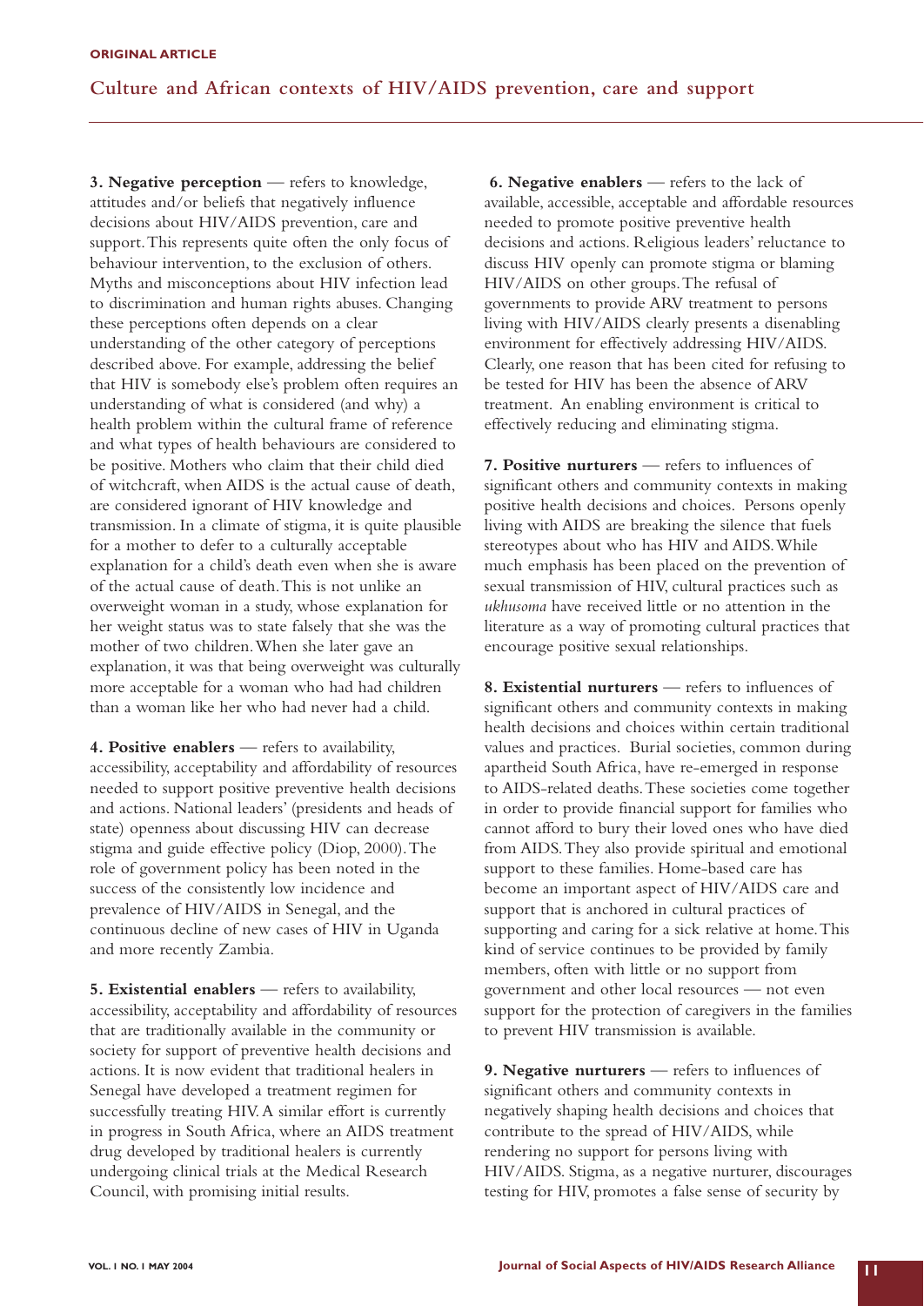**3. Negative perception** — refers to knowledge, attitudes and/or beliefs that negatively influence decisions about HIV/AIDS prevention, care and support. This represents quite often the only focus of behaviour intervention, to the exclusion of others. Myths and misconceptions about HIV infection lead to discrimination and human rights abuses. Changing these perceptions often depends on a clear understanding of the other category of perceptions described above. For example, addressing the belief that HIV is somebody else's problem often requires an understanding of what is considered (and why) a health problem within the cultural frame of reference and what types of health behaviours are considered to be positive. Mothers who claim that their child died of witchcraft, when AIDS is the actual cause of death, are considered ignorant of HIV knowledge and transmission. In a climate of stigma, it is quite plausible for a mother to defer to a culturally acceptable explanation for a child's death even when she is aware of the actual cause of death. This is not unlike an overweight woman in a study, whose explanation for her weight status was to state falsely that she was the mother of two children. When she later gave an explanation, it was that being overweight was culturally more acceptable for a woman who had had children than a woman like her who had never had a child.

**4. Positive enablers** — refers to availability, accessibility, acceptability and affordability of resources needed to support positive preventive health decisions and actions. National leaders' (presidents and heads of state) openness about discussing HIV can decrease stigma and guide effective policy (Diop, 2000). The role of government policy has been noted in the success of the consistently low incidence and prevalence of HIV/AIDS in Senegal, and the continuous decline of new cases of HIV in Uganda and more recently Zambia.

**5. Existential enablers** — refers to availability, accessibility, acceptability and affordability of resources that are traditionally available in the community or society for support of preventive health decisions and actions. It is now evident that traditional healers in Senegal have developed a treatment regimen for successfully treating HIV. A similar effort is currently in progress in South Africa, where an AIDS treatment drug developed by traditional healers is currently undergoing clinical trials at the Medical Research Council, with promising initial results.

**6. Negative enablers** — refers to the lack of available, accessible, acceptable and affordable resources needed to promote positive preventive health decisions and actions. Religious leaders' reluctance to discuss HIV openly can promote stigma or blaming HIV/AIDS on other groups. The refusal of governments to provide ARV treatment to persons living with HIV/AIDS clearly presents a disenabling environment for effectively addressing HIV/AIDS. Clearly, one reason that has been cited for refusing to be tested for HIV has been the absence of ARV treatment. An enabling environment is critical to effectively reducing and eliminating stigma.

**7. Positive nurturers** — refers to influences of significant others and community contexts in making positive health decisions and choices. Persons openly living with AIDS are breaking the silence that fuels stereotypes about who has HIV and AIDS. While much emphasis has been placed on the prevention of sexual transmission of HIV, cultural practices such as *ukhusoma* have received little or no attention in the literature as a way of promoting cultural practices that encourage positive sexual relationships.

**8. Existential nurturers** — refers to influences of significant others and community contexts in making health decisions and choices within certain traditional values and practices. Burial societies, common during apartheid South Africa, have re-emerged in response to AIDS-related deaths. These societies come together in order to provide financial support for families who cannot afford to bury their loved ones who have died from AIDS. They also provide spiritual and emotional support to these families. Home-based care has become an important aspect of HIV/AIDS care and support that is anchored in cultural practices of supporting and caring for a sick relative at home. This kind of service continues to be provided by family members, often with little or no support from government and other local resources — not even support for the protection of caregivers in the families to prevent HIV transmission is available.

**9. Negative nurturers** — refers to influences of significant others and community contexts in negatively shaping health decisions and choices that contribute to the spread of HIV/AIDS, while rendering no support for persons living with HIV/AIDS. Stigma, as a negative nurturer, discourages testing for HIV, promotes a false sense of security by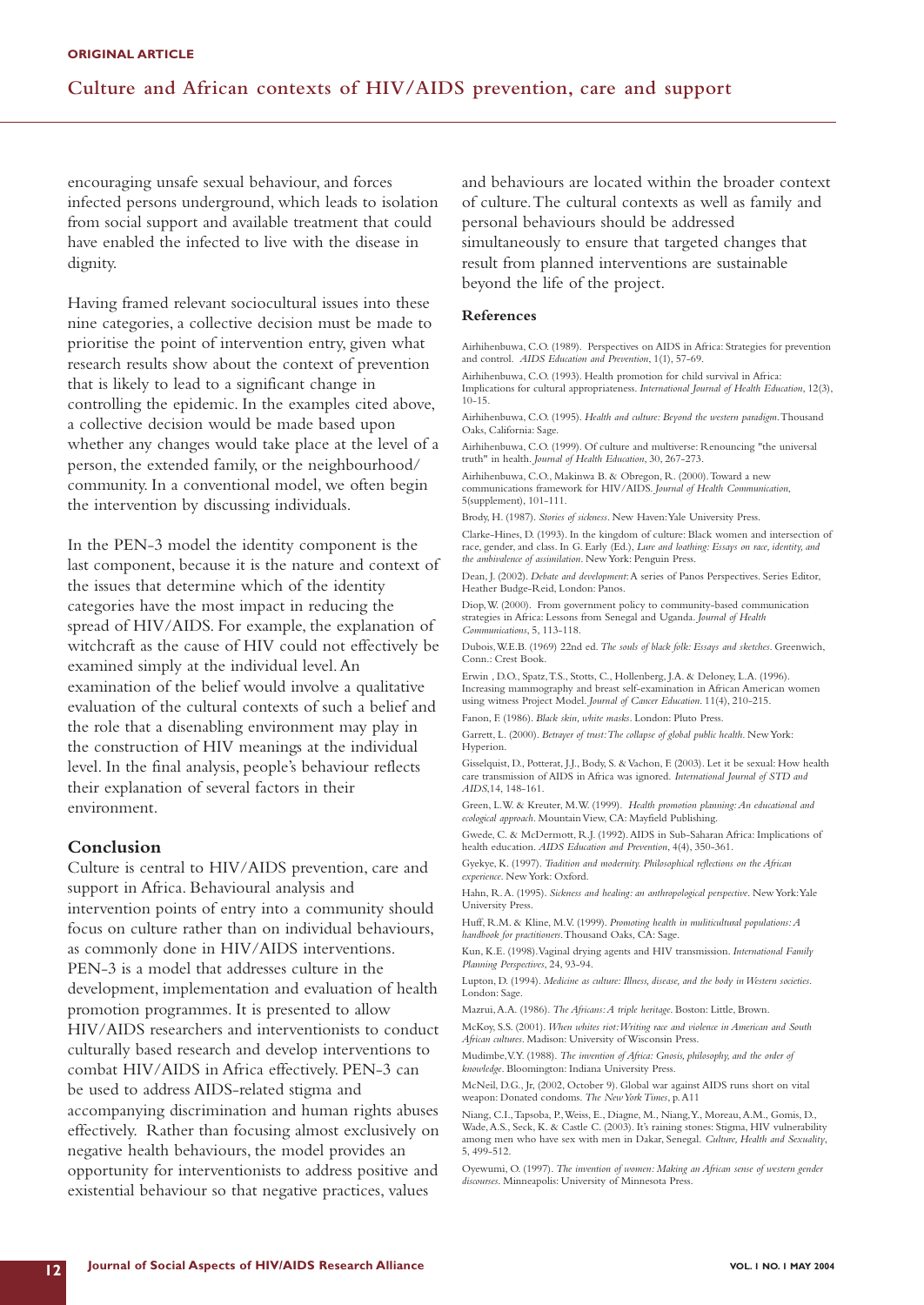encouraging unsafe sexual behaviour, and forces infected persons underground, which leads to isolation from social support and available treatment that could have enabled the infected to live with the disease in dignity.

Having framed relevant sociocultural issues into these nine categories, a collective decision must be made to prioritise the point of intervention entry, given what research results show about the context of prevention that is likely to lead to a significant change in controlling the epidemic. In the examples cited above, a collective decision would be made based upon whether any changes would take place at the level of a person, the extended family, or the neighbourhood/ community. In a conventional model, we often begin the intervention by discussing individuals.

In the PEN-3 model the identity component is the last component, because it is the nature and context of the issues that determine which of the identity categories have the most impact in reducing the spread of HIV/AIDS. For example, the explanation of witchcraft as the cause of HIV could not effectively be examined simply at the individual level. An examination of the belief would involve a qualitative evaluation of the cultural contexts of such a belief and the role that a disenabling environment may play in the construction of HIV meanings at the individual level. In the final analysis, people's behaviour reflects their explanation of several factors in their environment.

## Conclusion

Culture is central to HIV/AIDS prevention, care and support in Africa. Behavioural analysis and intervention points of entry into a community should focus on culture rather than on individual behaviours, as commonly done in HIV/AIDS interventions. PEN-3 is a model that addresses culture in the development, implementation and evaluation of health promotion programmes. It is presented to allow HIV/AIDS researchers and interventionists to conduct culturally based research and develop interventions to combat HIV/AIDS in Africa effectively. PEN-3 can be used to address AIDS-related stigma and accompanying discrimination and human rights abuses effectively. Rather than focusing almost exclusively on negative health behaviours, the model provides an opportunity for interventionists to address positive and existential behaviour so that negative practices, values and behaviours are located within the broader context of culture. The cultural contexts as well as family and personal behaviours should be addressed simultaneously to ensure that targeted changes that result from planned interventions are sustainable beyond the life of the project.

## References

Airhihenbuwa, C.O. (1989). Perspectives on AIDS in Africa: Strategies for prevention and control. *AIDS Education and Prevention*, 1(1), 57-69.

Airhihenbuwa, C.O. (1993). Health promotion for child survival in Africa: Implications for cultural appropriateness. *International Journal of Health Education*, 12(3), 10-15.

Airhihenbuwa, C.O. (1995). *Health and culture: Beyond the western paradigm*. Thousand Oaks, California: Sage.

Airhihenbuwa, C.O. (1999). Of culture and multiverse: Renouncing "the universal truth" in health. *Journal of Health Education*, 30, 267-273.

Airhihenbuwa, C.O., Makinwa B. & Obregon, R. (2000). Toward a new communications framework for HIV/AIDS. *Journal of Health Communication*, 5(supplement), 101-111.

Brody, H. (1987). *Stories of sickness*. New Haven: Yale University Press.

Clarke-Hines, D. (1993). In the kingdom of culture: Black women and intersection of race, gender, and class. In G. Early (Ed.), *Lure and loathing: Essays on race, identity, and the ambivalence of assimilation*. New York: Penguin Press.

Dean, J. (2002). *Debate and development*: A series of Panos Perspectives. Series Editor, Heather Budge-Reid, London: Panos.

Diop, W. (2000). From government policy to community-based communication strategies in Africa: Lessons from Senegal and Uganda. *Journal of Health Communications*, 5, 113-118.

Dubois, W.E.B. (1969) 22nd ed. *The souls of black folk: Essays and sketches*. Greenwich, Conn.: Crest Book.

Erwin , D.O., Spatz, T.S., Stotts, C., Hollenberg, J.A. & Deloney, L.A. (1996). Increasing mammography and breast self-examination in African American women using witness Project Model. *Journal of Cancer Education*. 11(4), 210-215.

Fanon, F. (1986). *Black skin, white masks*. London: Pluto Press.

Garrett, L. (2000). *Betrayer of trust: The collapse of global public health*. New York: Hyperion.

Gisselquist, D., Potterat, J.J., Body, S. & Vachon, F. (2003). Let it be sexual: How health care transmission of AIDS in Africa was ignored. *International Journal of STD and AIDS*,14, 148-161.

Green, L.W. & Kreuter, M.W. (1999). *Health promotion planning: An educational and ecological approach*. Mountain View, CA: Mayfield Publishing.

Gwede, C. & McDermott, R.J. (1992). AIDS in Sub-Saharan Africa: Implications of health education. *AIDS Education and Prevention*, 4(4), 350-361.

Gyekye, K. (1997). *Tradition and modernity. Philosophical reflections on the African experience*. New York: Oxford.

Hahn, R. A. (1995). *Sickness and healing: an anthropological perspective*. New York: Yale University Press.

Huff, R.M. & Kline, M.V. (1999). *Promoting health in muliticultural populations: A handbook for practitioners*. Thousand Oaks, CA: Sage.

Kun, K.E. (1998). Vaginal drying agents and HIV transmission. *International Family Planning Perspectives*, 24, 93-94.

Lupton, D. (1994). *Medicine as culture: Illness, disease, and the body in Western societies*. London: Sage.

Mazrui, A.A. (1986). *The Africans: A triple heritage*. Boston: Little, Brown.

McKoy, S.S. (2001). *When whites riot: Writing race and violence in American and South African cultures*. Madison: University of Wisconsin Press.

Mudimbe, V.Y. (1988). *The invention of Africa: Gnosis, philosophy, and the order of knowledge*. Bloomington: Indiana University Press.

McNeil, D.G., Jr, (2002, October 9). Global war against AIDS runs short on vital weapon: Donated condoms. *The New York Times*, p. A11

Niang, C.I., Tapsoba, P., Weiss, E., Diagne, M., Niang, Y., Moreau, A.M., Gomis, D., Wade, A.S., Seck, K. & Castle C. (2003). It's raining stones: Stigma, HIV vulnerability among men who have sex with men in Dakar, Senegal. *Culture, Health and Sexuality*, 5, 499-512.

Oyewumi, O. (1997). *The invention of women: Making an African sense of western gender discourses*. Minneapolis: University of Minnesota Press.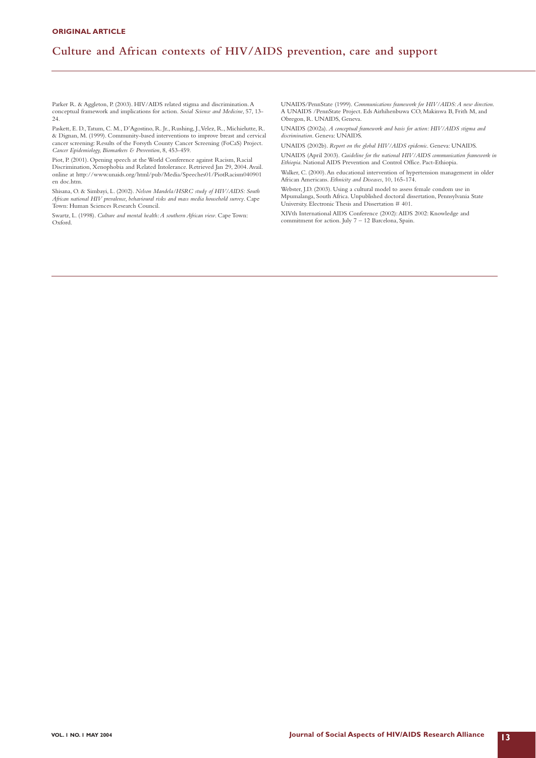Parker R. & Aggleton, P. (2003). HIV/AIDS related stigma and discrimination. A conceptual framework and implications for action. *Social Science and Medicine*, 57, 13-24.

Paskett, E. D., Tatum, C. M., D'Agostino, R. Jr., Rushing, J., Velez, R., Michielutte, R. & Dignan, M. (1999). Community-based interventions to improve breast and cervical cancer screening: Results of the Forsyth County Cancer Screening (FoCaS) Project. *Cancer Epidemiology, Biomarkers & Prevention*, 8, 453-459.

Piot, P. (2001). Opening speech at the World Conference against Racism, Racial Discrimination, Xenophobia and Related Intolerance. Retrieved Jan 29, 2004. Avail. online at http://www.unaids.org/html/pub/Media/Speeches01/PiotRacism040901 en doc.htm.

Shisana, O. & Simbayi, L. (2002). *Nelson Mandela/HSRC study of HIV/AIDS: South African national HIV prevalence, behavioural risks and mass media household survey*. Cape Town: Human Sciences Research Council.

Swartz, L. (1998). *Culture and mental health: A southern African view*. Cape Town: Oxford.

UNAIDS/PennState (1999). *Communications framework for HIV/AIDS: A new direction*. A UNAIDS /PennState Project. Eds Airhihenbuwa CO, Makinwa B, Frith M, and Obregon, R. UNAIDS, Geneva.

UNAIDS (2002a). *A conceptual framework and basis for action: HIV/AIDS stigma and discrimination*. Geneva: UNAIDS.

UNAIDS (2002b). *Report on the global HIV/AIDS epidemic*. Geneva: UNAIDS.

UNAIDS (April 2003). *Guideline for the national HIV/AIDS communication framework in Ethiopia*. National AIDS Prevention and Control Office. Pact-Ethiopia.

Walker, C. (2000). An educational intervention of hypertension management in older African Americans. *Ethnicity and Diseases*, 10, 165-174.

Webster, J.D. (2003). Using a cultural model to assess female condom use in Mpumalanga, South Africa. Unpublished doctoral dissertation, Pennsylvania State University. Electronic Thesis and Dissertation # 401.

XIVth International AIDS Conference (2002): AIDS 2002: Knowledge and commitment for action. July 7 – 12 Barcelona, Spain.